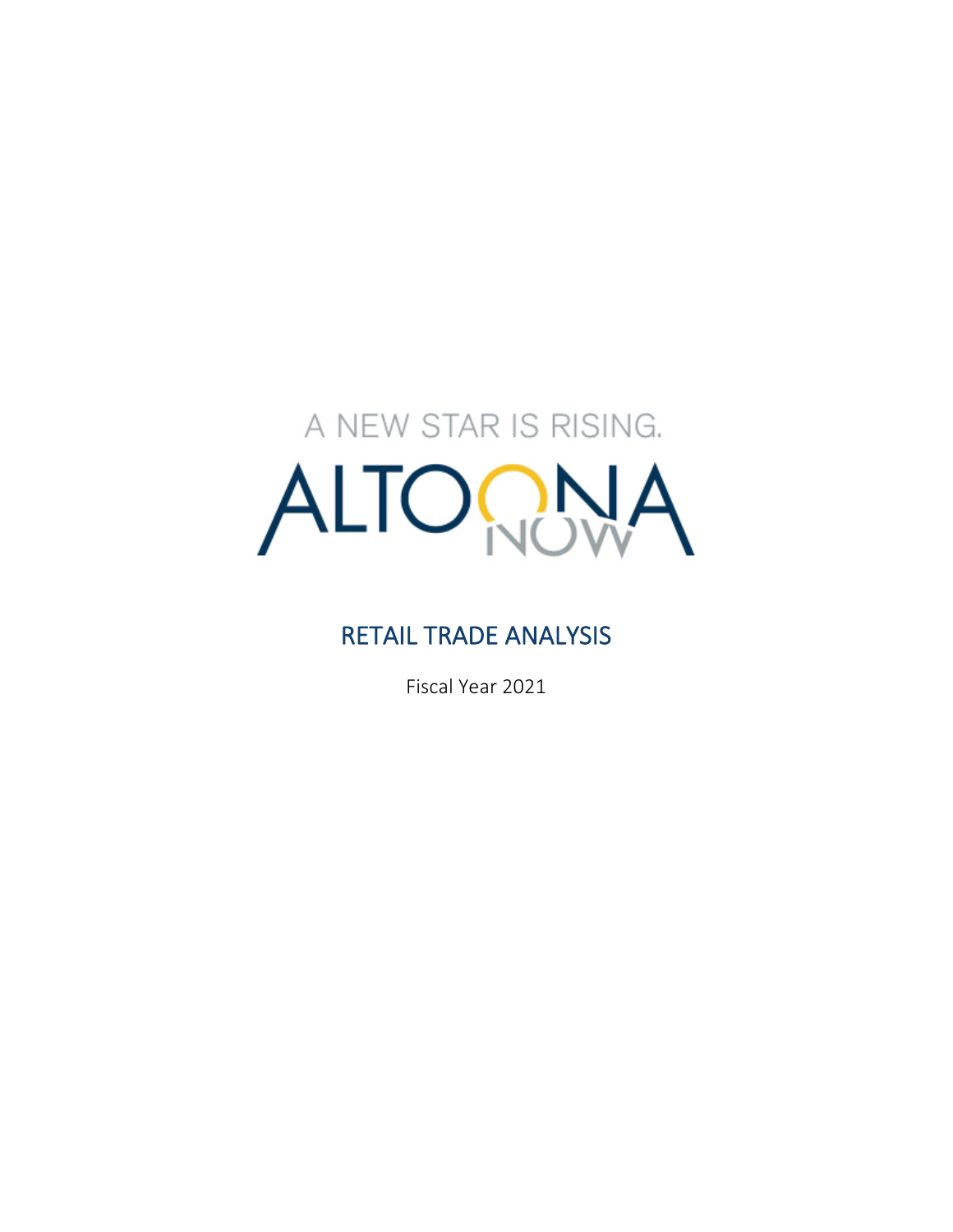A NEW STAR IS RISING.

ALTOONA NOW

# RETAIL TRADE ANALYSIS

Fiscal Year 2021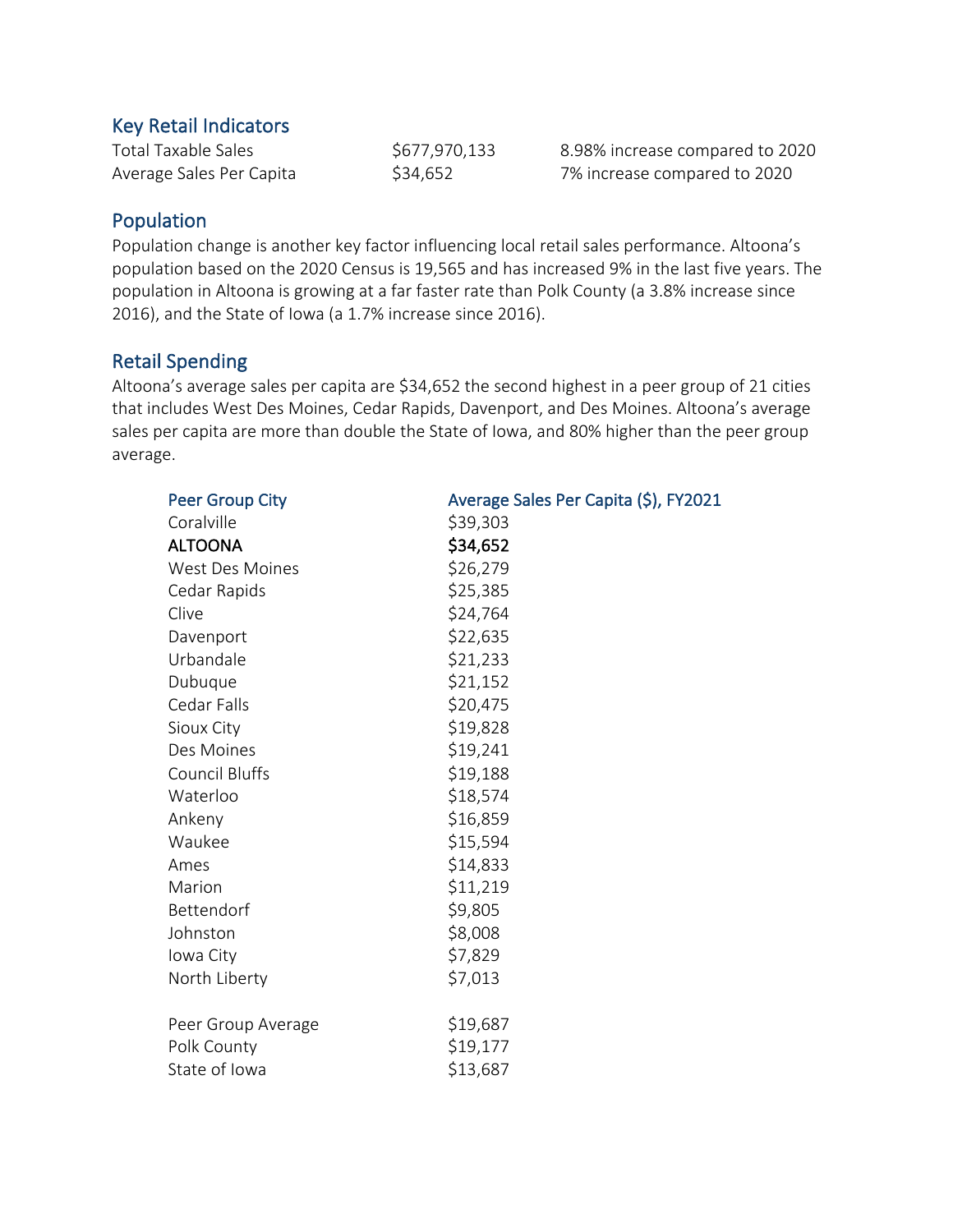## Key Retail Indicators

| | | |
|---|---|---|
| Total Taxable Sales | $677,970,133 | 8.98% increase compared to 2020 |
| Average Sales Per Capita | $34,652 | 7% increase compared to 2020 |

## Population

Population change is another key factor influencing local retail sales performance. Altoona's population based on the 2020 Census is 19,565 and has increased 9% in the last five years. The population in Altoona is growing at a far faster rate than Polk County (a 3.8% increase since 2016), and the State of Iowa (a 1.7% increase since 2016).

## Retail Spending

Altoona's average sales per capita are $34,652 the second highest in a peer group of 21 cities that includes West Des Moines, Cedar Rapids, Davenport, and Des Moines. Altoona's average sales per capita are more than double the State of Iowa, and 80% higher than the peer group average.

| Peer Group City | Average Sales Per Capita ($), FY2021 |
|---|---|
| Coralville | $39,303 |
| **ALTOONA** | **$34,652** |
| West Des Moines | $26,279 |
| Cedar Rapids | $25,385 |
| Clive | $24,764 |
| Davenport | $22,635 |
| Urbandale | $21,233 |
| Dubuque | $21,152 |
| Cedar Falls | $20,475 |
| Sioux City | $19,828 |
| Des Moines | $19,241 |
| Council Bluffs | $19,188 |
| Waterloo | $18,574 |
| Ankeny | $16,859 |
| Waukee | $15,594 |
| Ames | $14,833 |
| Marion | $11,219 |
| Bettendorf | $9,805 |
| Johnston | $8,008 |
| Iowa City | $7,829 |
| North Liberty | $7,013 |
| | |
| Peer Group Average | $19,687 |
| Polk County | $19,177 |
| State of Iowa | $13,687 |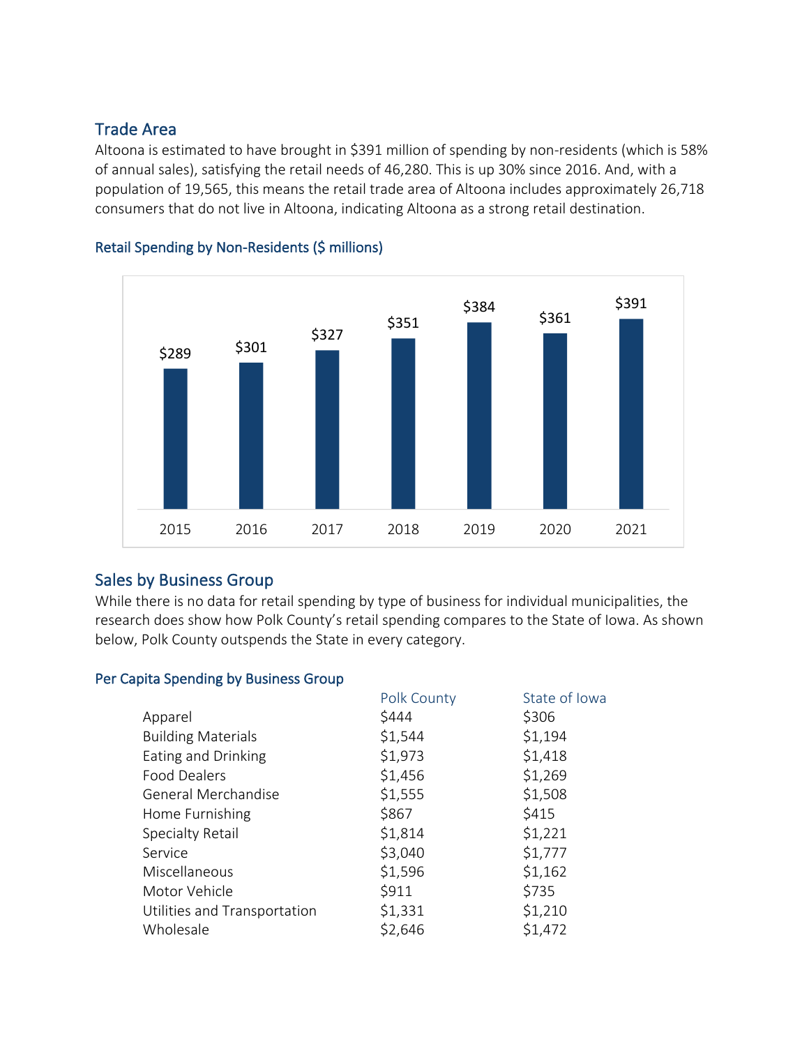## Trade Area

Altoona is estimated to have brought in $391 million of spending by non-residents (which is 58% of annual sales), satisfying the retail needs of 46,280. This is up 30% since 2016. And, with a population of 19,565, this means the retail trade area of Altoona includes approximately 26,718 consumers that do not live in Altoona, indicating Altoona as a strong retail destination.

### Retail Spending by Non-Residents ($ millions)

| Year | Spending |
|---|---|
| 2015 | $289 |
| 2016 | $301 |
| 2017 | $327 |
| 2018 | $351 |
| 2019 | $384 |
| 2020 | $361 |
| 2021 | $391 |

## Sales by Business Group

While there is no data for retail spending by type of business for individual municipalities, the research does show how Polk County's retail spending compares to the State of Iowa. As shown below, Polk County outspends the State in every category.

### Per Capita Spending by Business Group

| | Polk County | State of Iowa |
|---|---|---|
| Apparel | $444 | $306 |
| Building Materials | $1,544 | $1,194 |
| Eating and Drinking | $1,973 | $1,418 |
| Food Dealers | $1,456 | $1,269 |
| General Merchandise | $1,555 | $1,508 |
| Home Furnishing | $867 | $415 |
| Specialty Retail | $1,814 | $1,221 |
| Service | $3,040 | $1,777 |
| Miscellaneous | $1,596 | $1,162 |
| Motor Vehicle | $911 | $735 |
| Utilities and Transportation | $1,331 | $1,210 |
| Wholesale | $2,646 | $1,472 |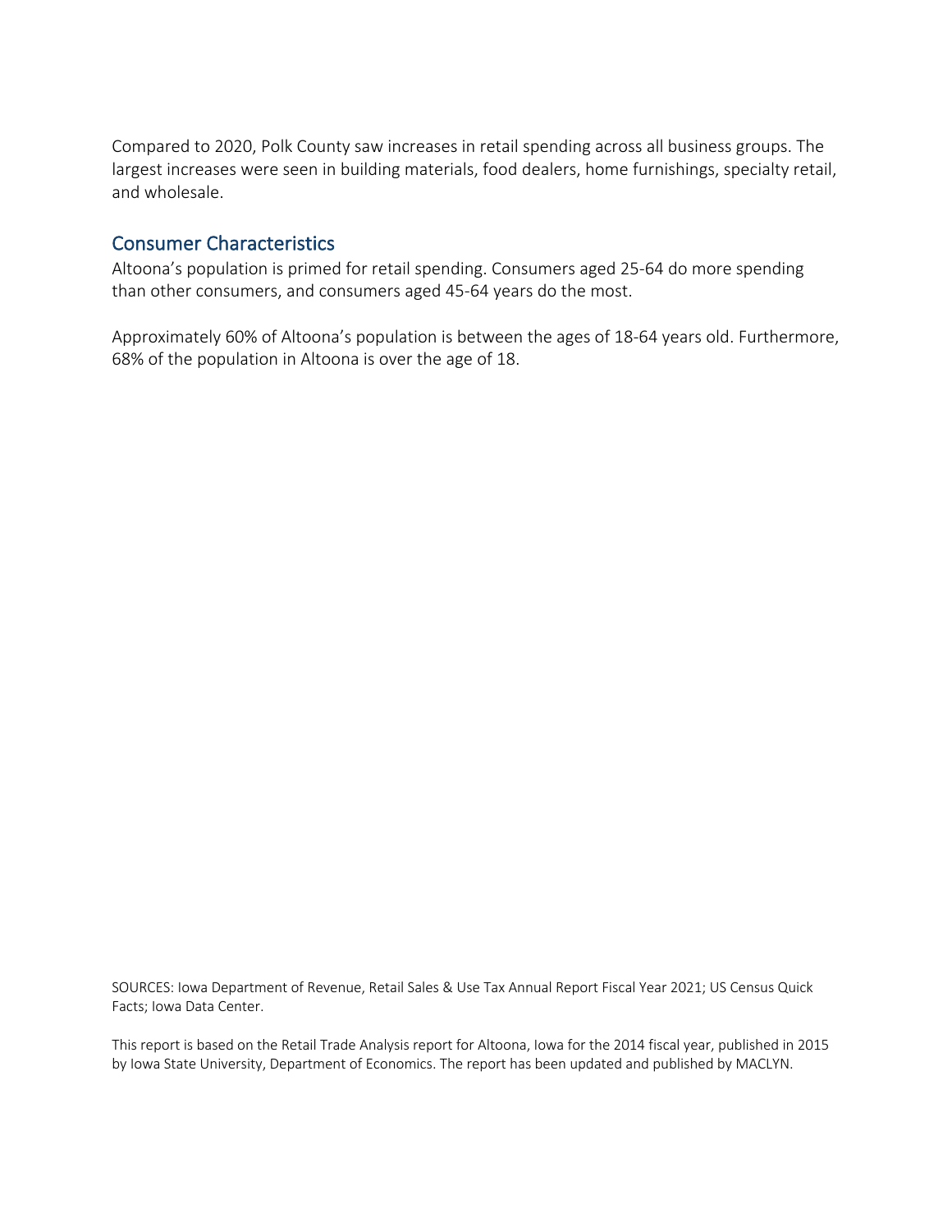Compared to 2020, Polk County saw increases in retail spending across all business groups. The largest increases were seen in building materials, food dealers, home furnishings, specialty retail, and wholesale.

## Consumer Characteristics

Altoona's population is primed for retail spending. Consumers aged 25-64 do more spending than other consumers, and consumers aged 45-64 years do the most.

Approximately 60% of Altoona's population is between the ages of 18-64 years old. Furthermore, 68% of the population in Altoona is over the age of 18.

SOURCES: Iowa Department of Revenue, Retail Sales & Use Tax Annual Report Fiscal Year 2021; US Census Quick Facts; Iowa Data Center.

This report is based on the Retail Trade Analysis report for Altoona, Iowa for the 2014 fiscal year, published in 2015 by Iowa State University, Department of Economics. The report has been updated and published by MACLYN.